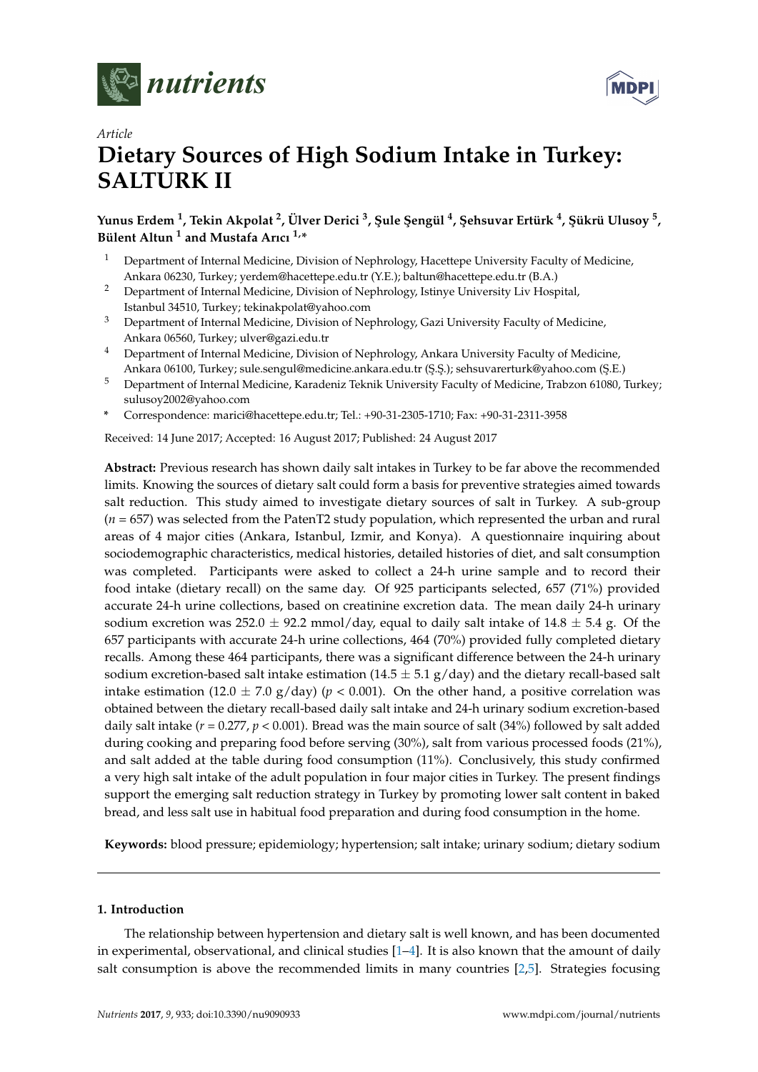*Article*

# Dietary Sources of High Sodium Intake in Turkey: SALTURK II

**Yunus Erdem [1], Tekin Akpolat [2], Ülver Derici [3], Şule Şengül [4], Şehsuvar Ertürk [4], Şükrü Ulusoy [5], Bülent Altun [1] and Mustafa Arıcı [1,*]**

[1] Department of Internal Medicine, Division of Nephrology, Hacettepe University Faculty of Medicine, Ankara 06230, Turkey; yerdem@hacettepe.edu.tr (Y.E.); baltun@hacettepe.edu.tr (B.A.)

[2] Department of Internal Medicine, Division of Nephrology, Istinye University Liv Hospital, Istanbul 34510, Turkey; tekinakpolat@yahoo.com

[3] Department of Internal Medicine, Division of Nephrology, Gazi University Faculty of Medicine, Ankara 06560, Turkey; ulver@gazi.edu.tr

[4] Department of Internal Medicine, Division of Nephrology, Ankara University Faculty of Medicine, Ankara 06100, Turkey; sule.sengul@medicine.ankara.edu.tr (Ş.Ş.); sehsuvarerturk@yahoo.com (Ş.E.)

[5] Department of Internal Medicine, Karadeniz Teknik University Faculty of Medicine, Trabzon 61080, Turkey; sulusoy2002@yahoo.com

[*] Correspondence: marici@hacettepe.edu.tr; Tel.: +90-31-2305-1710; Fax: +90-31-2311-3958

Received: 14 June 2017; Accepted: 16 August 2017; Published: 24 August 2017

**Abstract:** Previous research has shown daily salt intakes in Turkey to be far above the recommended limits. Knowing the sources of dietary salt could form a basis for preventive strategies aimed towards salt reduction. This study aimed to investigate dietary sources of salt in Turkey. A sub-group ($n = 657$) was selected from the PatenT2 study population, which represented the urban and rural areas of 4 major cities (Ankara, Istanbul, Izmir, and Konya). A questionnaire inquiring about sociodemographic characteristics, medical histories, detailed histories of diet, and salt consumption was completed. Participants were asked to collect a 24-h urine sample and to record their food intake (dietary recall) on the same day. Of 925 participants selected, 657 (71%) provided accurate 24-h urine collections, based on creatinine excretion data. The mean daily 24-h urinary sodium excretion was $252.0 \pm 92.2$ mmol/day, equal to daily salt intake of $14.8 \pm 5.4$ g. Of the 657 participants with accurate 24-h urine collections, 464 (70%) provided fully completed dietary recalls. Among these 464 participants, there was a significant difference between the 24-h urinary sodium excretion-based salt intake estimation ($14.5 \pm 5.1$ g/day) and the dietary recall-based salt intake estimation ($12.0 \pm 7.0$ g/day) ($p < 0.001$). On the other hand, a positive correlation was obtained between the dietary recall-based daily salt intake and 24-h urinary sodium excretion-based daily salt intake ($r = 0.277$, $p < 0.001$). Bread was the main source of salt (34%) followed by salt added during cooking and preparing food before serving (30%), salt from various processed foods (21%), and salt added at the table during food consumption (11%). Conclusively, this study confirmed a very high salt intake of the adult population in four major cities in Turkey. The present findings support the emerging salt reduction strategy in Turkey by promoting lower salt content in baked bread, and less salt use in habitual food preparation and during food consumption in the home.

**Keywords:** blood pressure; epidemiology; hypertension; salt intake; urinary sodium; dietary sodium

## 1. Introduction

The relationship between hypertension and dietary salt is well known, and has been documented in experimental, observational, and clinical studies [1–4]. It is also known that the amount of daily salt consumption is above the recommended limits in many countries [2,5]. Strategies focusing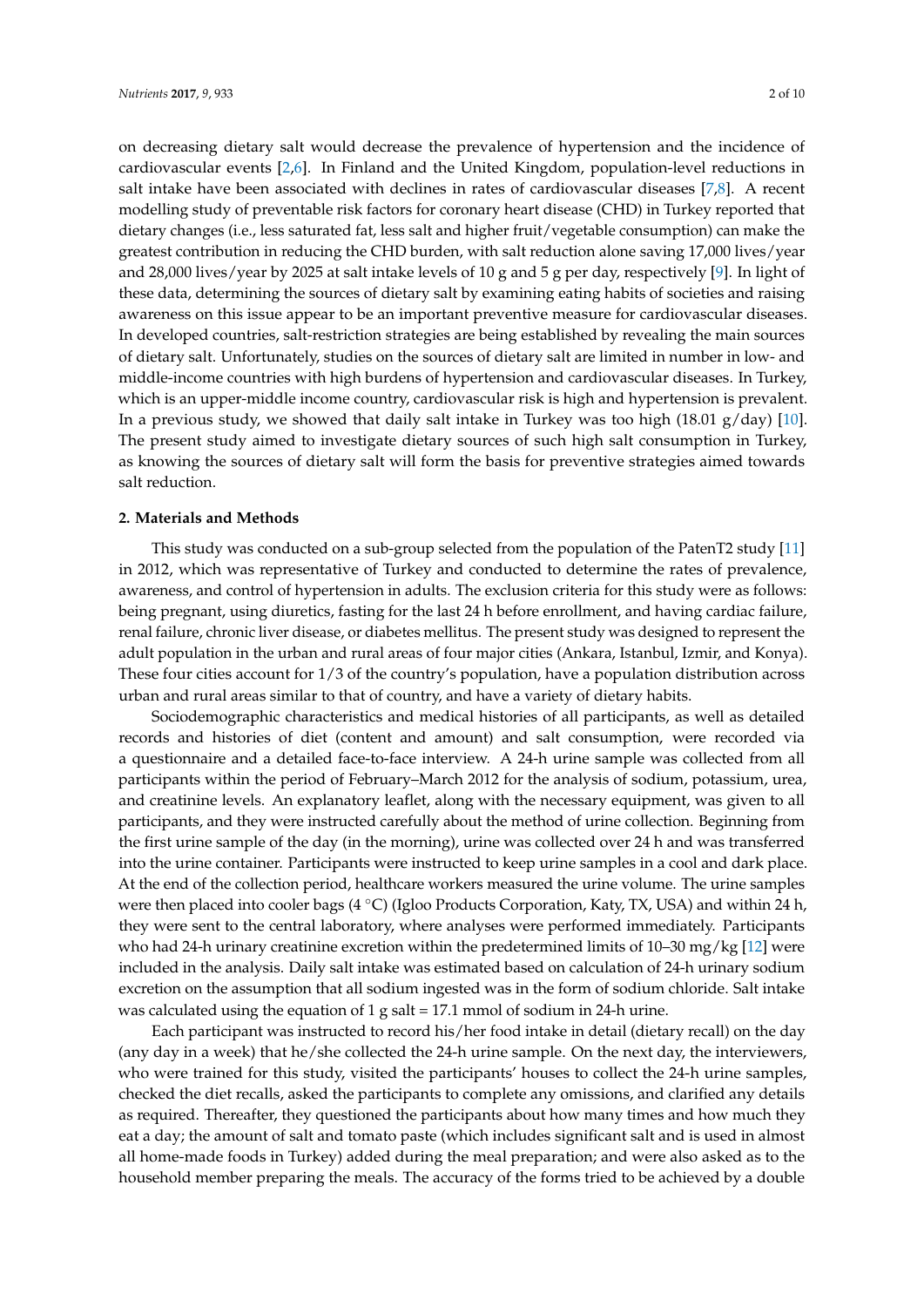on decreasing dietary salt would decrease the prevalence of hypertension and the incidence of cardiovascular events [2,6]. In Finland and the United Kingdom, population-level reductions in salt intake have been associated with declines in rates of cardiovascular diseases [7,8]. A recent modelling study of preventable risk factors for coronary heart disease (CHD) in Turkey reported that dietary changes (i.e., less saturated fat, less salt and higher fruit/vegetable consumption) can make the greatest contribution in reducing the CHD burden, with salt reduction alone saving 17,000 lives/year and 28,000 lives/year by 2025 at salt intake levels of 10 g and 5 g per day, respectively [9]. In light of these data, determining the sources of dietary salt by examining eating habits of societies and raising awareness on this issue appear to be an important preventive measure for cardiovascular diseases. In developed countries, salt-restriction strategies are being established by revealing the main sources of dietary salt. Unfortunately, studies on the sources of dietary salt are limited in number in low- and middle-income countries with high burdens of hypertension and cardiovascular diseases. In Turkey, which is an upper-middle income country, cardiovascular risk is high and hypertension is prevalent. In a previous study, we showed that daily salt intake in Turkey was too high (18.01 g/day) [10]. The present study aimed to investigate dietary sources of such high salt consumption in Turkey, as knowing the sources of dietary salt will form the basis for preventive strategies aimed towards salt reduction.

## 2. Materials and Methods

This study was conducted on a sub-group selected from the population of the PatenT2 study [11] in 2012, which was representative of Turkey and conducted to determine the rates of prevalence, awareness, and control of hypertension in adults. The exclusion criteria for this study were as follows: being pregnant, using diuretics, fasting for the last 24 h before enrollment, and having cardiac failure, renal failure, chronic liver disease, or diabetes mellitus. The present study was designed to represent the adult population in the urban and rural areas of four major cities (Ankara, Istanbul, Izmir, and Konya). These four cities account for 1/3 of the country's population, have a population distribution across urban and rural areas similar to that of country, and have a variety of dietary habits.

Sociodemographic characteristics and medical histories of all participants, as well as detailed records and histories of diet (content and amount) and salt consumption, were recorded via a questionnaire and a detailed face-to-face interview. A 24-h urine sample was collected from all participants within the period of February–March 2012 for the analysis of sodium, potassium, urea, and creatinine levels. An explanatory leaflet, along with the necessary equipment, was given to all participants, and they were instructed carefully about the method of urine collection. Beginning from the first urine sample of the day (in the morning), urine was collected over 24 h and was transferred into the urine container. Participants were instructed to keep urine samples in a cool and dark place. At the end of the collection period, healthcare workers measured the urine volume. The urine samples were then placed into cooler bags (4 °C) (Igloo Products Corporation, Katy, TX, USA) and within 24 h, they were sent to the central laboratory, where analyses were performed immediately. Participants who had 24-h urinary creatinine excretion within the predetermined limits of 10–30 mg/kg [12] were included in the analysis. Daily salt intake was estimated based on calculation of 24-h urinary sodium excretion on the assumption that all sodium ingested was in the form of sodium chloride. Salt intake was calculated using the equation of 1 g salt = 17.1 mmol of sodium in 24-h urine.

Each participant was instructed to record his/her food intake in detail (dietary recall) on the day (any day in a week) that he/she collected the 24-h urine sample. On the next day, the interviewers, who were trained for this study, visited the participants' houses to collect the 24-h urine samples, checked the diet recalls, asked the participants to complete any omissions, and clarified any details as required. Thereafter, they questioned the participants about how many times and how much they eat a day; the amount of salt and tomato paste (which includes significant salt and is used in almost all home-made foods in Turkey) added during the meal preparation; and were also asked as to the household member preparing the meals. The accuracy of the forms tried to be achieved by a double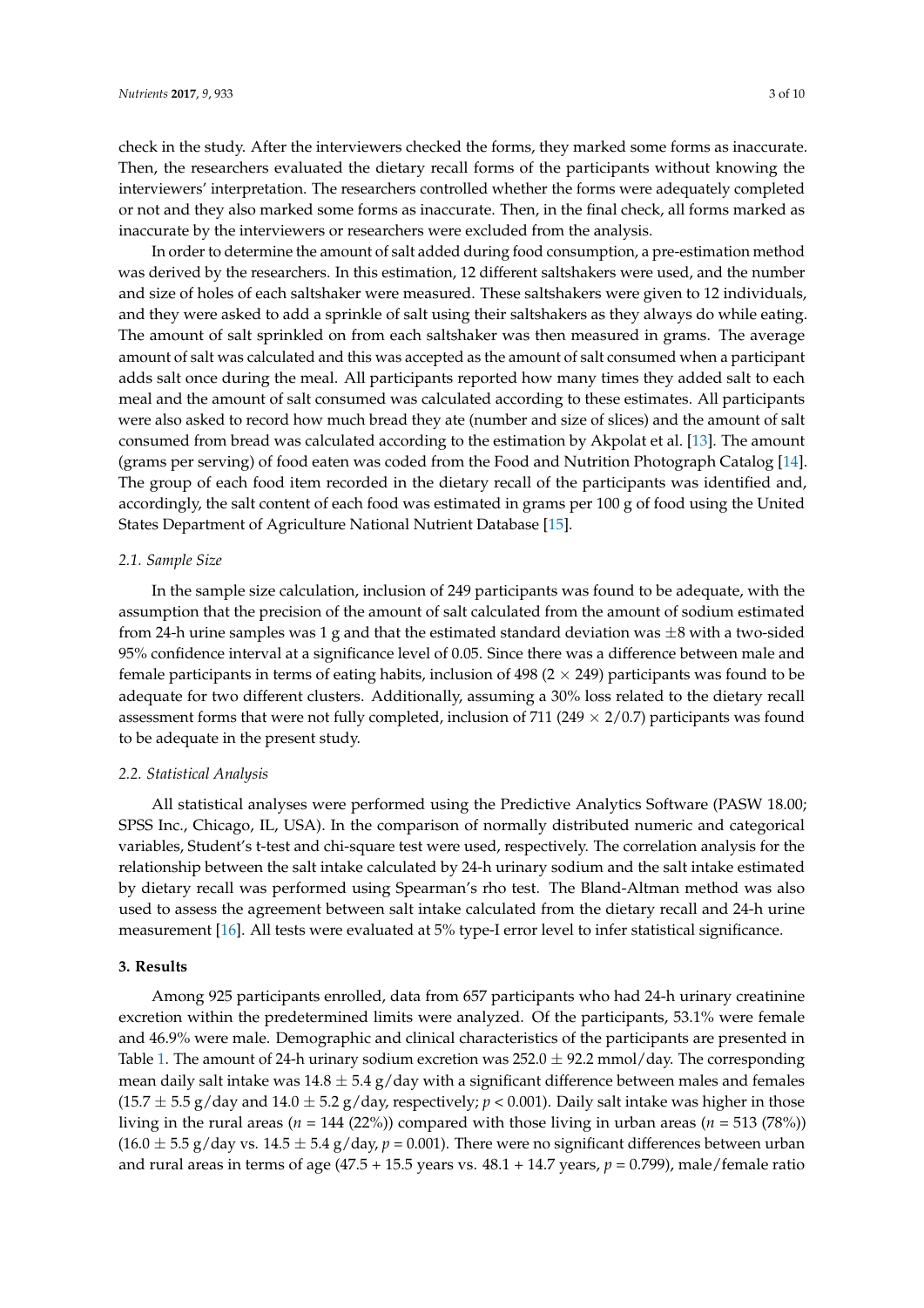check in the study. After the interviewers checked the forms, they marked some forms as inaccurate. Then, the researchers evaluated the dietary recall forms of the participants without knowing the interviewers' interpretation. The researchers controlled whether the forms were adequately completed or not and they also marked some forms as inaccurate. Then, in the final check, all forms marked as inaccurate by the interviewers or researchers were excluded from the analysis.

In order to determine the amount of salt added during food consumption, a pre-estimation method was derived by the researchers. In this estimation, 12 different saltshakers were used, and the number and size of holes of each saltshaker were measured. These saltshakers were given to 12 individuals, and they were asked to add a sprinkle of salt using their saltshakers as they always do while eating. The amount of salt sprinkled on from each saltshaker was then measured in grams. The average amount of salt was calculated and this was accepted as the amount of salt consumed when a participant adds salt once during the meal. All participants reported how many times they added salt to each meal and the amount of salt consumed was calculated according to these estimates. All participants were also asked to record how much bread they ate (number and size of slices) and the amount of salt consumed from bread was calculated according to the estimation by Akpolat et al. [13]. The amount (grams per serving) of food eaten was coded from the Food and Nutrition Photograph Catalog [14]. The group of each food item recorded in the dietary recall of the participants was identified and, accordingly, the salt content of each food was estimated in grams per 100 g of food using the United States Department of Agriculture National Nutrient Database [15].

### 2.1. Sample Size

In the sample size calculation, inclusion of 249 participants was found to be adequate, with the assumption that the precision of the amount of salt calculated from the amount of sodium estimated from 24-h urine samples was 1 g and that the estimated standard deviation was ±8 with a two-sided 95% confidence interval at a significance level of 0.05. Since there was a difference between male and female participants in terms of eating habits, inclusion of 498 ($2 \times 249$) participants was found to be adequate for two different clusters. Additionally, assuming a 30% loss related to the dietary recall assessment forms that were not fully completed, inclusion of 711 ($249 \times 2/0.7$) participants was found to be adequate in the present study.

### 2.2. Statistical Analysis

All statistical analyses were performed using the Predictive Analytics Software (PASW 18.00; SPSS Inc., Chicago, IL, USA). In the comparison of normally distributed numeric and categorical variables, Student's t-test and chi-square test were used, respectively. The correlation analysis for the relationship between the salt intake calculated by 24-h urinary sodium and the salt intake estimated by dietary recall was performed using Spearman's rho test. The Bland-Altman method was also used to assess the agreement between salt intake calculated from the dietary recall and 24-h urine measurement [16]. All tests were evaluated at 5% type-I error level to infer statistical significance.

## 3. Results

Among 925 participants enrolled, data from 657 participants who had 24-h urinary creatinine excretion within the predetermined limits were analyzed. Of the participants, 53.1% were female and 46.9% were male. Demographic and clinical characteristics of the participants are presented in Table 1. The amount of 24-h urinary sodium excretion was 252.0 ± 92.2 mmol/day. The corresponding mean daily salt intake was 14.8 ± 5.4 g/day with a significant difference between males and females (15.7 ± 5.5 g/day and 14.0 ± 5.2 g/day, respectively; $p < 0.001$). Daily salt intake was higher in those living in the rural areas ($n$ = 144 (22%)) compared with those living in urban areas ($n$ = 513 (78%)) (16.0 ± 5.5 g/day vs. 14.5 ± 5.4 g/day, $p = 0.001$). There were no significant differences between urban and rural areas in terms of age (47.5 + 15.5 years vs. 48.1 + 14.7 years, $p = 0.799$), male/female ratio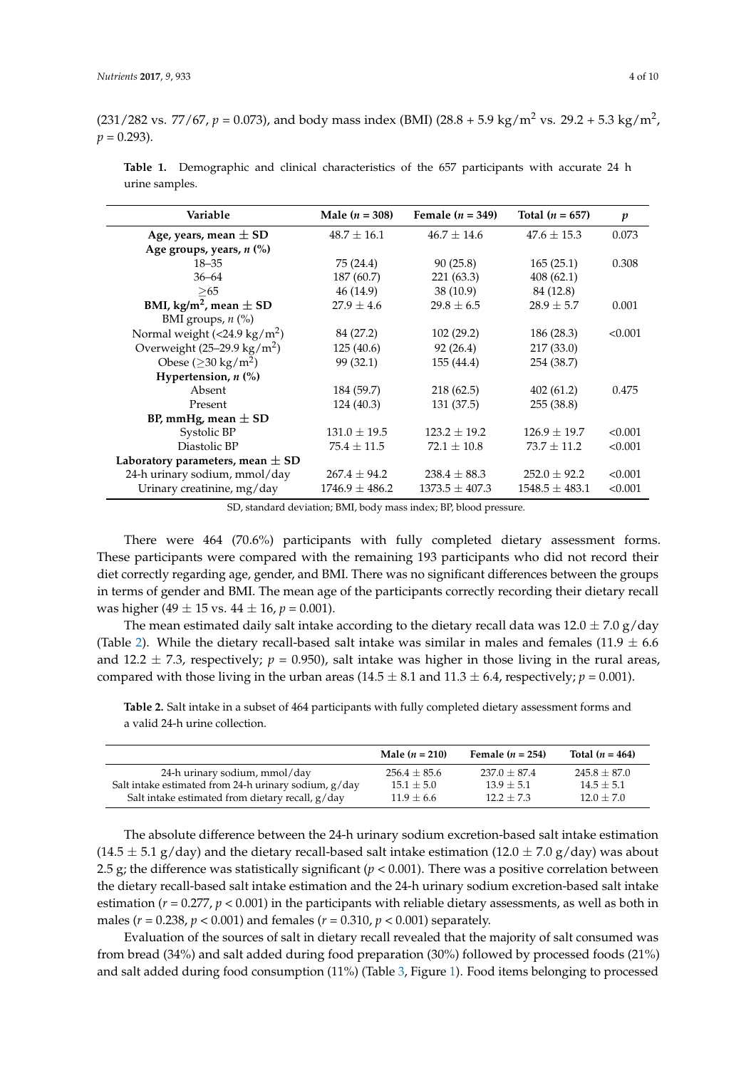(231/282 vs. 77/67, $p = 0.073$), and body mass index (BMI) ($28.8 + 5.9$ kg/m$^2$ vs. $29.2 + 5.3$ kg/m$^2$, $p = 0.293$).

**Table 1.** Demographic and clinical characteristics of the 657 participants with accurate 24 h urine samples.

| Variable | Male ($n$ = 308) | Female ($n$ = 349) | Total ($n$ = 657) | $p$ |
|---|---|---|---|---|
| **Age, years, mean ± SD** | 48.7 ± 16.1 | 46.7 ± 14.6 | 47.6 ± 15.3 | 0.073 |
| **Age groups, years, $n$ (%)** | | | | |
| 18–35 | 75 (24.4) | 90 (25.8) | 165 (25.1) | 0.308 |
| 36–64 | 187 (60.7) | 221 (63.3) | 408 (62.1) | |
| ≥65 | 46 (14.9) | 38 (10.9) | 84 (12.8) | |
| **BMI, kg/m$^2$, mean ± SD** | 27.9 ± 4.6 | 29.8 ± 6.5 | 28.9 ± 5.7 | 0.001 |
| BMI groups, $n$ (%) | | | | |
| Normal weight (<24.9 kg/m$^2$) | 84 (27.2) | 102 (29.2) | 186 (28.3) | <0.001 |
| Overweight (25–29.9 kg/m$^2$) | 125 (40.6) | 92 (26.4) | 217 (33.0) | |
| Obese (≥30 kg/m$^2$) | 99 (32.1) | 155 (44.4) | 254 (38.7) | |
| **Hypertension, $n$ (%)** | | | | |
| Absent | 184 (59.7) | 218 (62.5) | 402 (61.2) | 0.475 |
| Present | 124 (40.3) | 131 (37.5) | 255 (38.8) | |
| **BP, mmHg, mean ± SD** | | | | |
| Systolic BP | 131.0 ± 19.5 | 123.2 ± 19.2 | 126.9 ± 19.7 | <0.001 |
| Diastolic BP | 75.4 ± 11.5 | 72.1 ± 10.8 | 73.7 ± 11.2 | <0.001 |
| **Laboratory parameters, mean ± SD** | | | | |
| 24-h urinary sodium, mmol/day | 267.4 ± 94.2 | 238.4 ± 88.3 | 252.0 ± 92.2 | <0.001 |
| Urinary creatinine, mg/day | 1746.9 ± 486.2 | 1373.5 ± 407.3 | 1548.5 ± 483.1 | <0.001 |

SD, standard deviation; BMI, body mass index; BP, blood pressure.

There were 464 (70.6%) participants with fully completed dietary assessment forms. These participants were compared with the remaining 193 participants who did not record their diet correctly regarding age, gender, and BMI. There was no significant differences between the groups in terms of gender and BMI. The mean age of the participants correctly recording their dietary recall was higher (49 ± 15 vs. 44 ± 16, $p = 0.001$).

The mean estimated daily salt intake according to the dietary recall data was 12.0 ± 7.0 g/day (Table 2). While the dietary recall-based salt intake was similar in males and females (11.9 ± 6.6 and 12.2 ± 7.3, respectively; $p = 0.950$), salt intake was higher in those living in the rural areas, compared with those living in the urban areas (14.5 ± 8.1 and 11.3 ± 6.4, respectively; $p = 0.001$).

**Table 2.** Salt intake in a subset of 464 participants with fully completed dietary assessment forms and a valid 24-h urine collection.

| | Male ($n$ = 210) | Female ($n$ = 254) | Total ($n$ = 464) |
|---|---|---|---|
| 24-h urinary sodium, mmol/day | 256.4 ± 85.6 | 237.0 ± 87.4 | 245.8 ± 87.0 |
| Salt intake estimated from 24-h urinary sodium, g/day | 15.1 ± 5.0 | 13.9 ± 5.1 | 14.5 ± 5.1 |
| Salt intake estimated from dietary recall, g/day | 11.9 ± 6.6 | 12.2 ± 7.3 | 12.0 ± 7.0 |

The absolute difference between the 24-h urinary sodium excretion-based salt intake estimation (14.5 ± 5.1 g/day) and the dietary recall-based salt intake estimation (12.0 ± 7.0 g/day) was about 2.5 g; the difference was statistically significant ($p < 0.001$). There was a positive correlation between the dietary recall-based salt intake estimation and the 24-h urinary sodium excretion-based salt intake estimation ($r = 0.277$, $p < 0.001$) in the participants with reliable dietary assessments, as well as both in males ($r = 0.238$, $p < 0.001$) and females ($r = 0.310$, $p < 0.001$) separately.

Evaluation of the sources of salt in dietary recall revealed that the majority of salt consumed was from bread (34%) and salt added during food preparation (30%) followed by processed foods (21%) and salt added during food consumption (11%) (Table 3, Figure 1). Food items belonging to processed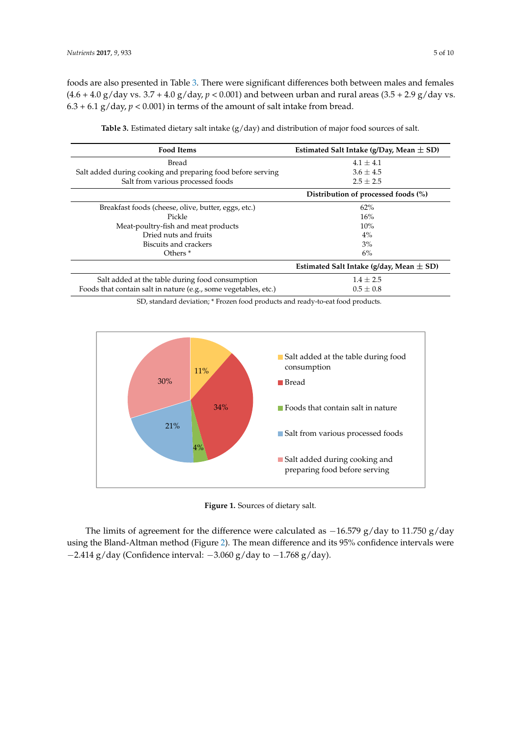foods are also presented in Table 3. There were significant differences both between males and females (4.6 + 4.0 g/day vs. 3.7 + 4.0 g/day, $p < 0.001$) and between urban and rural areas (3.5 + 2.9 g/day vs. 6.3 + 6.1 g/day, $p < 0.001$) in terms of the amount of salt intake from bread.

**Table 3.** Estimated dietary salt intake (g/day) and distribution of major food sources of salt.

| Food Items | Estimated Salt Intake (g/Day, Mean ± SD) |
|---|---|
| Bread | 4.1 ± 4.1 |
| Salt added during cooking and preparing food before serving | 3.6 ± 4.5 |
| Salt from various processed foods | 2.5 ± 2.5 |
| | **Distribution of processed foods (%)** |
| Breakfast foods (cheese, olive, butter, eggs, etc.) | 62% |
| Pickle | 16% |
| Meat-poultry-fish and meat products | 10% |
| Dried nuts and fruits | 4% |
| Biscuits and crackers | 3% |
| Others * | 6% |
| | **Estimated Salt Intake (g/day, Mean ± SD)** |
| Salt added at the table during food consumption | 1.4 ± 2.5 |
| Foods that contain salt in nature (e.g., some vegetables, etc.) | 0.5 ± 0.8 |

SD, standard deviation; * Frozen food products and ready-to-eat food products.

**Figure 1.** Sources of dietary salt.

The limits of agreement for the difference were calculated as −16.579 g/day to 11.750 g/day using the Bland-Altman method (Figure 2). The mean difference and its 95% confidence intervals were −2.414 g/day (Confidence interval: −3.060 g/day to −1.768 g/day).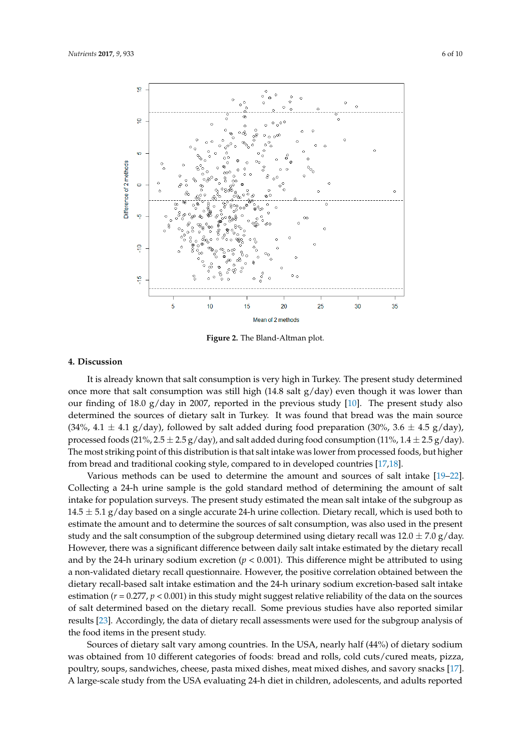Figure 2. The Bland-Altman plot.

## 4. Discussion

It is already known that salt consumption is very high in Turkey. The present study determined once more that salt consumption was still high (14.8 salt g/day) even though it was lower than our finding of 18.0 g/day in 2007, reported in the previous study [10]. The present study also determined the sources of dietary salt in Turkey. It was found that bread was the main source (34%, 4.1 ± 4.1 g/day), followed by salt added during food preparation (30%, 3.6 ± 4.5 g/day), processed foods (21%, 2.5 ± 2.5 g/day), and salt added during food consumption (11%, 1.4 ± 2.5 g/day). The most striking point of this distribution is that salt intake was lower from processed foods, but higher from bread and traditional cooking style, compared to in developed countries [17,18].

Various methods can be used to determine the amount and sources of salt intake [19–22]. Collecting a 24-h urine sample is the gold standard method of determining the amount of salt intake for population surveys. The present study estimated the mean salt intake of the subgroup as 14.5 ± 5.1 g/day based on a single accurate 24-h urine collection. Dietary recall, which is used both to estimate the amount and to determine the sources of salt consumption, was also used in the present study and the salt consumption of the subgroup determined using dietary recall was 12.0 ± 7.0 g/day. However, there was a significant difference between daily salt intake estimated by the dietary recall and by the 24-h urinary sodium excretion ($p < 0.001$). This difference might be attributed to using a non-validated dietary recall questionnaire. However, the positive correlation obtained between the dietary recall-based salt intake estimation and the 24-h urinary sodium excretion-based salt intake estimation ($r = 0.277$, $p < 0.001$) in this study might suggest relative reliability of the data on the sources of salt determined based on the dietary recall. Some previous studies have also reported similar results [23]. Accordingly, the data of dietary recall assessments were used for the subgroup analysis of the food items in the present study.

Sources of dietary salt vary among countries. In the USA, nearly half (44%) of dietary sodium was obtained from 10 different categories of foods: bread and rolls, cold cuts/cured meats, pizza, poultry, soups, sandwiches, cheese, pasta mixed dishes, meat mixed dishes, and savory snacks [17]. A large-scale study from the USA evaluating 24-h diet in children, adolescents, and adults reported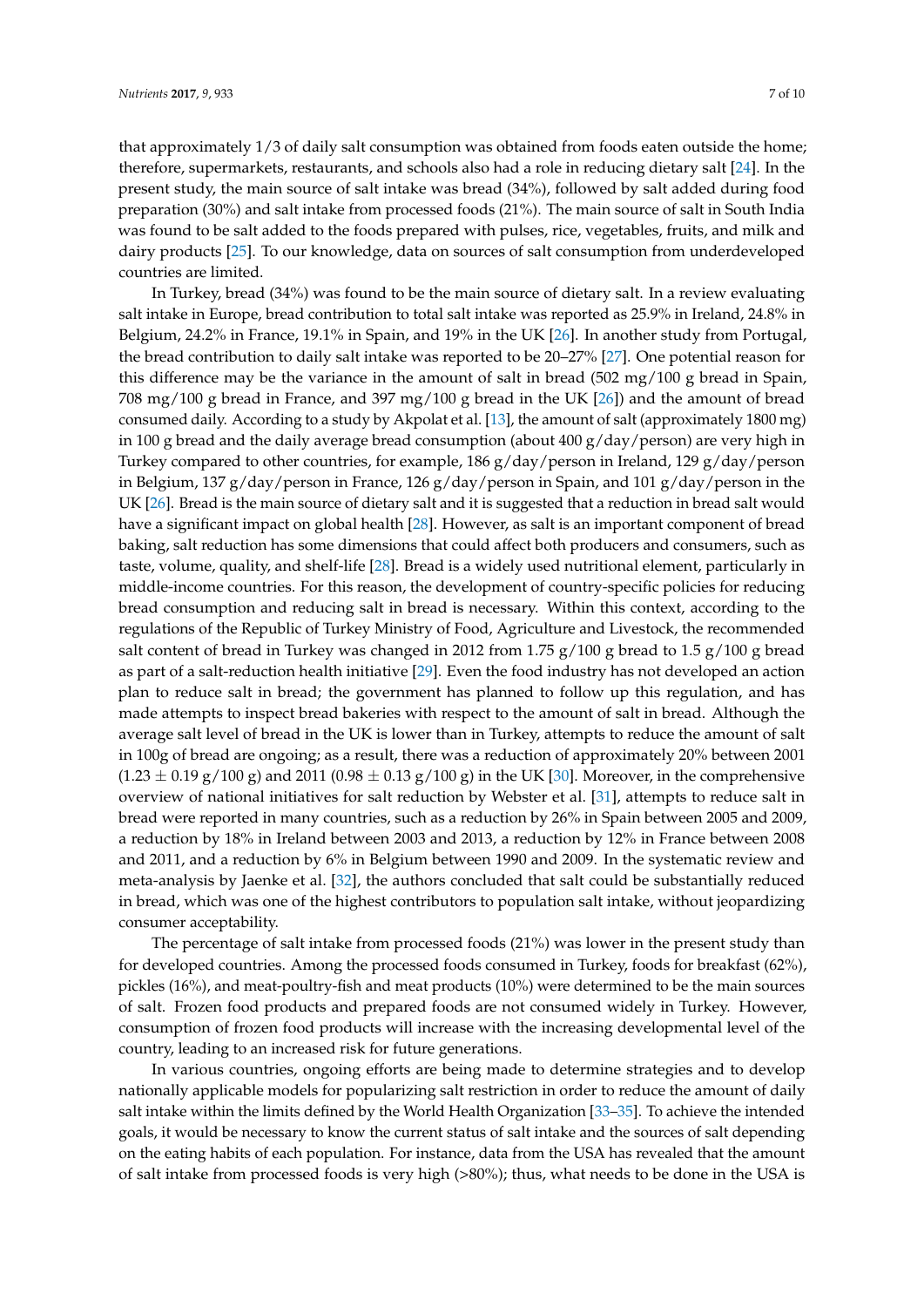that approximately 1/3 of daily salt consumption was obtained from foods eaten outside the home; therefore, supermarkets, restaurants, and schools also had a role in reducing dietary salt [24]. In the present study, the main source of salt intake was bread (34%), followed by salt added during food preparation (30%) and salt intake from processed foods (21%). The main source of salt in South India was found to be salt added to the foods prepared with pulses, rice, vegetables, fruits, and milk and dairy products [25]. To our knowledge, data on sources of salt consumption from underdeveloped countries are limited.

In Turkey, bread (34%) was found to be the main source of dietary salt. In a review evaluating salt intake in Europe, bread contribution to total salt intake was reported as 25.9% in Ireland, 24.8% in Belgium, 24.2% in France, 19.1% in Spain, and 19% in the UK [26]. In another study from Portugal, the bread contribution to daily salt intake was reported to be 20–27% [27]. One potential reason for this difference may be the variance in the amount of salt in bread (502 mg/100 g bread in Spain, 708 mg/100 g bread in France, and 397 mg/100 g bread in the UK [26]) and the amount of bread consumed daily. According to a study by Akpolat et al. [13], the amount of salt (approximately 1800 mg) in 100 g bread and the daily average bread consumption (about 400 g/day/person) are very high in Turkey compared to other countries, for example, 186 g/day/person in Ireland, 129 g/day/person in Belgium, 137 g/day/person in France, 126 g/day/person in Spain, and 101 g/day/person in the UK [26]. Bread is the main source of dietary salt and it is suggested that a reduction in bread salt would have a significant impact on global health [28]. However, as salt is an important component of bread baking, salt reduction has some dimensions that could affect both producers and consumers, such as taste, volume, quality, and shelf-life [28]. Bread is a widely used nutritional element, particularly in middle-income countries. For this reason, the development of country-specific policies for reducing bread consumption and reducing salt in bread is necessary. Within this context, according to the regulations of the Republic of Turkey Ministry of Food, Agriculture and Livestock, the recommended salt content of bread in Turkey was changed in 2012 from 1.75 g/100 g bread to 1.5 g/100 g bread as part of a salt-reduction health initiative [29]. Even the food industry has not developed an action plan to reduce salt in bread; the government has planned to follow up this regulation, and has made attempts to inspect bread bakeries with respect to the amount of salt in bread. Although the average salt level of bread in the UK is lower than in Turkey, attempts to reduce the amount of salt in 100g of bread are ongoing; as a result, there was a reduction of approximately 20% between 2001 ($1.23 \pm 0.19$ g/100 g) and 2011 ($0.98 \pm 0.13$ g/100 g) in the UK [30]. Moreover, in the comprehensive overview of national initiatives for salt reduction by Webster et al. [31], attempts to reduce salt in bread were reported in many countries, such as a reduction by 26% in Spain between 2005 and 2009, a reduction by 18% in Ireland between 2003 and 2013, a reduction by 12% in France between 2008 and 2011, and a reduction by 6% in Belgium between 1990 and 2009. In the systematic review and meta-analysis by Jaenke et al. [32], the authors concluded that salt could be substantially reduced in bread, which was one of the highest contributors to population salt intake, without jeopardizing consumer acceptability.

The percentage of salt intake from processed foods (21%) was lower in the present study than for developed countries. Among the processed foods consumed in Turkey, foods for breakfast (62%), pickles (16%), and meat-poultry-fish and meat products (10%) were determined to be the main sources of salt. Frozen food products and prepared foods are not consumed widely in Turkey. However, consumption of frozen food products will increase with the increasing developmental level of the country, leading to an increased risk for future generations.

In various countries, ongoing efforts are being made to determine strategies and to develop nationally applicable models for popularizing salt restriction in order to reduce the amount of daily salt intake within the limits defined by the World Health Organization [33–35]. To achieve the intended goals, it would be necessary to know the current status of salt intake and the sources of salt depending on the eating habits of each population. For instance, data from the USA has revealed that the amount of salt intake from processed foods is very high (>80%); thus, what needs to be done in the USA is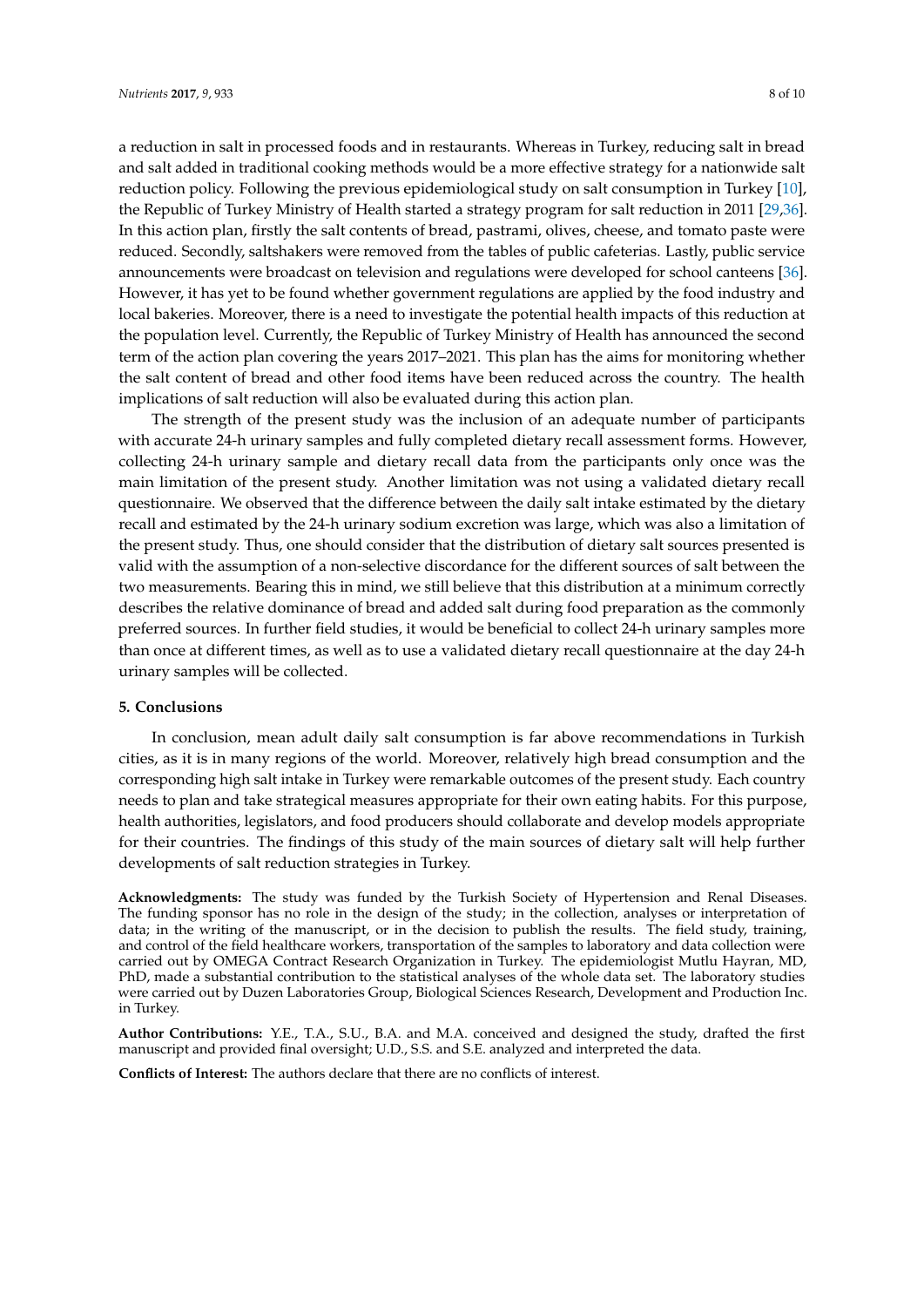a reduction in salt in processed foods and in restaurants. Whereas in Turkey, reducing salt in bread and salt added in traditional cooking methods would be a more effective strategy for a nationwide salt reduction policy. Following the previous epidemiological study on salt consumption in Turkey [10], the Republic of Turkey Ministry of Health started a strategy program for salt reduction in 2011 [29,36]. In this action plan, firstly the salt contents of bread, pastrami, olives, cheese, and tomato paste were reduced. Secondly, saltshakers were removed from the tables of public cafeterias. Lastly, public service announcements were broadcast on television and regulations were developed for school canteens [36]. However, it has yet to be found whether government regulations are applied by the food industry and local bakeries. Moreover, there is a need to investigate the potential health impacts of this reduction at the population level. Currently, the Republic of Turkey Ministry of Health has announced the second term of the action plan covering the years 2017–2021. This plan has the aims for monitoring whether the salt content of bread and other food items have been reduced across the country. The health implications of salt reduction will also be evaluated during this action plan.

The strength of the present study was the inclusion of an adequate number of participants with accurate 24-h urinary samples and fully completed dietary recall assessment forms. However, collecting 24-h urinary sample and dietary recall data from the participants only once was the main limitation of the present study. Another limitation was not using a validated dietary recall questionnaire. We observed that the difference between the daily salt intake estimated by the dietary recall and estimated by the 24-h urinary sodium excretion was large, which was also a limitation of the present study. Thus, one should consider that the distribution of dietary salt sources presented is valid with the assumption of a non-selective discordance for the different sources of salt between the two measurements. Bearing this in mind, we still believe that this distribution at a minimum correctly describes the relative dominance of bread and added salt during food preparation as the commonly preferred sources. In further field studies, it would be beneficial to collect 24-h urinary samples more than once at different times, as well as to use a validated dietary recall questionnaire at the day 24-h urinary samples will be collected.

## 5. Conclusions

In conclusion, mean adult daily salt consumption is far above recommendations in Turkish cities, as it is in many regions of the world. Moreover, relatively high bread consumption and the corresponding high salt intake in Turkey were remarkable outcomes of the present study. Each country needs to plan and take strategical measures appropriate for their own eating habits. For this purpose, health authorities, legislators, and food producers should collaborate and develop models appropriate for their countries. The findings of this study of the main sources of dietary salt will help further developments of salt reduction strategies in Turkey.

**Acknowledgments:** The study was funded by the Turkish Society of Hypertension and Renal Diseases. The funding sponsor has no role in the design of the study; in the collection, analyses or interpretation of data; in the writing of the manuscript, or in the decision to publish the results. The field study, training, and control of the field healthcare workers, transportation of the samples to laboratory and data collection were carried out by OMEGA Contract Research Organization in Turkey. The epidemiologist Mutlu Hayran, MD, PhD, made a substantial contribution to the statistical analyses of the whole data set. The laboratory studies were carried out by Duzen Laboratories Group, Biological Sciences Research, Development and Production Inc. in Turkey.

**Author Contributions:** Y.E., T.A., S.U., B.A. and M.A. conceived and designed the study, drafted the first manuscript and provided final oversight; U.D., S.S. and S.E. analyzed and interpreted the data.

**Conflicts of Interest:** The authors declare that there are no conflicts of interest.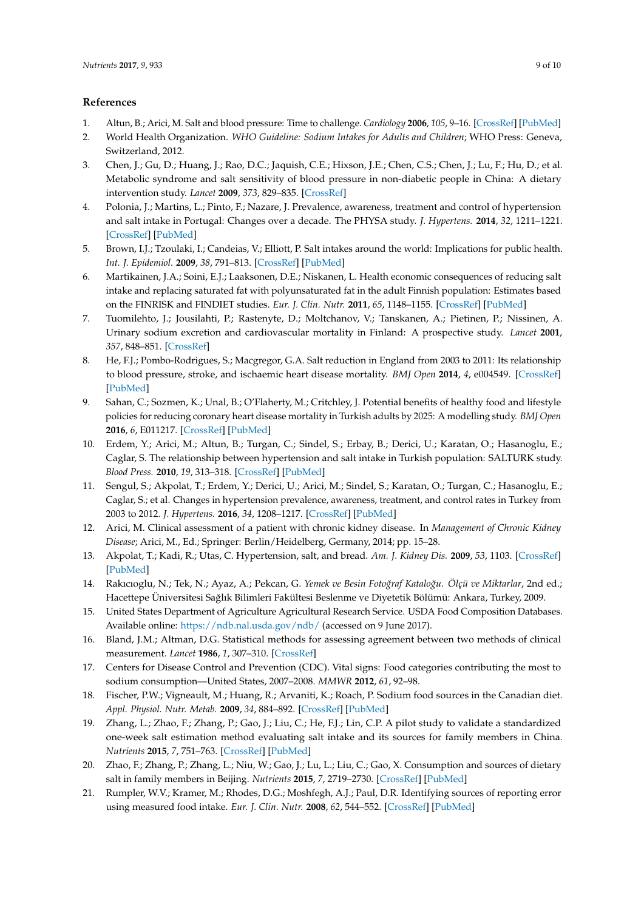## References

1. Altun, B.; Arici, M. Salt and blood pressure: Time to challenge. *Cardiology* **2006**, *105*, 9–16. [CrossRef] [PubMed]
2. World Health Organization. *WHO Guideline: Sodium Intakes for Adults and Children*; WHO Press: Geneva, Switzerland, 2012.
3. Chen, J.; Gu, D.; Huang, J.; Rao, D.C.; Jaquish, C.E.; Hixson, J.E.; Chen, C.S.; Chen, J.; Lu, F.; Hu, D.; et al. Metabolic syndrome and salt sensitivity of blood pressure in non-diabetic people in China: A dietary intervention study. *Lancet* **2009**, *373*, 829–835. [CrossRef]
4. Polonia, J.; Martins, L.; Pinto, F.; Nazare, J. Prevalence, awareness, treatment and control of hypertension and salt intake in Portugal: Changes over a decade. The PHYSA study. *J. Hypertens.* **2014**, *32*, 1211–1221. [CrossRef] [PubMed]
5. Brown, I.J.; Tzoulaki, I.; Candeias, V.; Elliott, P. Salt intakes around the world: Implications for public health. *Int. J. Epidemiol.* **2009**, *38*, 791–813. [CrossRef] [PubMed]
6. Martikainen, J.A.; Soini, E.J.; Laaksonen, D.E.; Niskanen, L. Health economic consequences of reducing salt intake and replacing saturated fat with polyunsaturated fat in the adult Finnish population: Estimates based on the FINRISK and FINDIET studies. *Eur. J. Clin. Nutr.* **2011**, *65*, 1148–1155. [CrossRef] [PubMed]
7. Tuomilehto, J.; Jousilahti, P.; Rastenyte, D.; Moltchanov, V.; Tanskanen, A.; Pietinen, P.; Nissinen, A. Urinary sodium excretion and cardiovascular mortality in Finland: A prospective study. *Lancet* **2001**, *357*, 848–851. [CrossRef]
8. He, F.J.; Pombo-Rodrigues, S.; Macgregor, G.A. Salt reduction in England from 2003 to 2011: Its relationship to blood pressure, stroke, and ischaemic heart disease mortality. *BMJ Open* **2014**, *4*, e004549. [CrossRef] [PubMed]
9. Sahan, C.; Sozmen, K.; Unal, B.; O'Flaherty, M.; Critchley, J. Potential benefits of healthy food and lifestyle policies for reducing coronary heart disease mortality in Turkish adults by 2025: A modelling study. *BMJ Open* **2016**, *6*, E011217. [CrossRef] [PubMed]
10. Erdem, Y.; Arici, M.; Altun, B.; Turgan, C.; Sindel, S.; Erbay, B.; Derici, U.; Karatan, O.; Hasanoglu, E.; Caglar, S. The relationship between hypertension and salt intake in Turkish population: SALTURK study. *Blood Press.* **2010**, *19*, 313–318. [CrossRef] [PubMed]
11. Sengul, S.; Akpolat, T.; Erdem, Y.; Derici, U.; Arici, M.; Sindel, S.; Karatan, O.; Turgan, C.; Hasanoglu, E.; Caglar, S.; et al. Changes in hypertension prevalence, awareness, treatment, and control rates in Turkey from 2003 to 2012. *J. Hypertens.* **2016**, *34*, 1208–1217. [CrossRef] [PubMed]
12. Arici, M. Clinical assessment of a patient with chronic kidney disease. In *Management of Chronic Kidney Disease*; Arici, M., Ed.; Springer: Berlin/Heidelberg, Germany, 2014; pp. 15–28.
13. Akpolat, T.; Kadi, R.; Utas, C. Hypertension, salt, and bread. *Am. J. Kidney Dis.* **2009**, *53*, 1103. [CrossRef] [PubMed]
14. Rakıcıoglu, N.; Tek, N.; Ayaz, A.; Pekcan, G. *Yemek ve Besin Fotoğraf Kataloğu. Ölçü ve Miktarlar*, 2nd ed.; Hacettepe Üniversitesi Sağlık Bilimleri Fakültesi Beslenme ve Diyetetik Bölümü: Ankara, Turkey, 2009.
15. United States Department of Agriculture Agricultural Research Service. USDA Food Composition Databases. Available online: https://ndb.nal.usda.gov/ndb/ (accessed on 9 June 2017).
16. Bland, J.M.; Altman, D.G. Statistical methods for assessing agreement between two methods of clinical measurement. *Lancet* **1986**, *1*, 307–310. [CrossRef]
17. Centers for Disease Control and Prevention (CDC). Vital signs: Food categories contributing the most to sodium consumption—United States, 2007–2008. *MMWR* **2012**, *61*, 92–98.
18. Fischer, P.W.; Vigneault, M.; Huang, R.; Arvaniti, K.; Roach, P. Sodium food sources in the Canadian diet. *Appl. Physiol. Nutr. Metab.* **2009**, *34*, 884–892. [CrossRef] [PubMed]
19. Zhang, L.; Zhao, F.; Zhang, P.; Gao, J.; Liu, C.; He, F.J.; Lin, C.P. A pilot study to validate a standardized one-week salt estimation method evaluating salt intake and its sources for family members in China. *Nutrients* **2015**, *7*, 751–763. [CrossRef] [PubMed]
20. Zhao, F.; Zhang, P.; Zhang, L.; Niu, W.; Gao, J.; Lu, L.; Liu, C.; Gao, X. Consumption and sources of dietary salt in family members in Beijing. *Nutrients* **2015**, *7*, 2719–2730. [CrossRef] [PubMed]
21. Rumpler, W.V.; Kramer, M.; Rhodes, D.G.; Moshfegh, A.J.; Paul, D.R. Identifying sources of reporting error using measured food intake. *Eur. J. Clin. Nutr.* **2008**, *62*, 544–552. [CrossRef] [PubMed]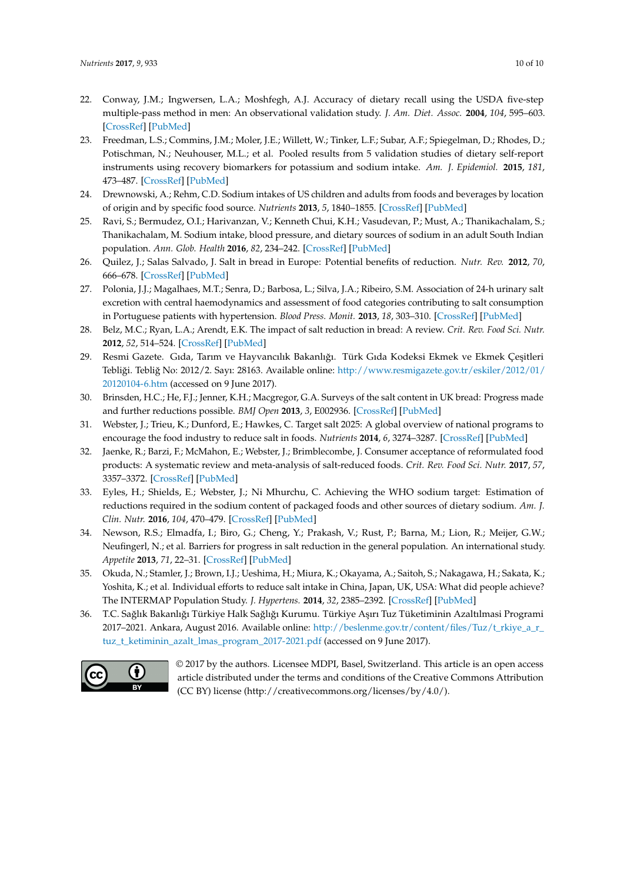22. Conway, J.M.; Ingwersen, L.A.; Moshfegh, A.J. Accuracy of dietary recall using the USDA five-step multiple-pass method in men: An observational validation study. *J. Am. Diet. Assoc.* **2004**, *104*, 595–603. [CrossRef] [PubMed]
23. Freedman, L.S.; Commins, J.M.; Moler, J.E.; Willett, W.; Tinker, L.F.; Subar, A.F.; Spiegelman, D.; Rhodes, D.; Potischman, N.; Neuhouser, M.L.; et al. Pooled results from 5 validation studies of dietary self-report instruments using recovery biomarkers for potassium and sodium intake. *Am. J. Epidemiol.* **2015**, *181*, 473–487. [CrossRef] [PubMed]
24. Drewnowski, A.; Rehm, C.D. Sodium intakes of US children and adults from foods and beverages by location of origin and by specific food source. *Nutrients* **2013**, *5*, 1840–1855. [CrossRef] [PubMed]
25. Ravi, S.; Bermudez, O.I.; Harivanzan, V.; Kenneth Chui, K.H.; Vasudevan, P.; Must, A.; Thanikachalam, S.; Thanikachalam, M. Sodium intake, blood pressure, and dietary sources of sodium in an adult South Indian population. *Ann. Glob. Health* **2016**, *82*, 234–242. [CrossRef] [PubMed]
26. Quilez, J.; Salas Salvado, J. Salt in bread in Europe: Potential benefits of reduction. *Nutr. Rev.* **2012**, *70*, 666–678. [CrossRef] [PubMed]
27. Polonia, J.J.; Magalhaes, M.T.; Senra, D.; Barbosa, L.; Silva, J.A.; Ribeiro, S.M. Association of 24-h urinary salt excretion with central haemodynamics and assessment of food categories contributing to salt consumption in Portuguese patients with hypertension. *Blood Press. Monit.* **2013**, *18*, 303–310. [CrossRef] [PubMed]
28. Belz, M.C.; Ryan, L.A.; Arendt, E.K. The impact of salt reduction in bread: A review. *Crit. Rev. Food Sci. Nutr.* **2012**, *52*, 514–524. [CrossRef] [PubMed]
29. Resmi Gazete. Gıda, Tarım ve Hayvancılık Bakanlığı. Türk Gıda Kodeksi Ekmek ve Ekmek Çeşitleri Tebliği. Tebliğ No: 2012/2. Sayı: 28163. Available online: http://www.resmigazete.gov.tr/eskiler/2012/01/20120104-6.htm (accessed on 9 June 2017).
30. Brinsden, H.C.; He, F.J.; Jenner, K.H.; Macgregor, G.A. Surveys of the salt content in UK bread: Progress made and further reductions possible. *BMJ Open* **2013**, *3*, E002936. [CrossRef] [PubMed]
31. Webster, J.; Trieu, K.; Dunford, E.; Hawkes, C. Target salt 2025: A global overview of national programs to encourage the food industry to reduce salt in foods. *Nutrients* **2014**, *6*, 3274–3287. [CrossRef] [PubMed]
32. Jaenke, R.; Barzi, F.; McMahon, E.; Webster, J.; Brimblecombe, J. Consumer acceptance of reformulated food products: A systematic review and meta-analysis of salt-reduced foods. *Crit. Rev. Food Sci. Nutr.* **2017**, *57*, 3357–3372. [CrossRef] [PubMed]
33. Eyles, H.; Shields, E.; Webster, J.; Ni Mhurchu, C. Achieving the WHO sodium target: Estimation of reductions required in the sodium content of packaged foods and other sources of dietary sodium. *Am. J. Clin. Nutr.* **2016**, *104*, 470–479. [CrossRef] [PubMed]
34. Newson, R.S.; Elmadfa, I.; Biro, G.; Cheng, Y.; Prakash, V.; Rust, P.; Barna, M.; Lion, R.; Meijer, G.W.; Neufingerl, N.; et al. Barriers for progress in salt reduction in the general population. An international study. *Appetite* **2013**, *71*, 22–31. [CrossRef] [PubMed]
35. Okuda, N.; Stamler, J.; Brown, I.J.; Ueshima, H.; Miura, K.; Okayama, A.; Saitoh, S.; Nakagawa, H.; Sakata, K.; Yoshita, K.; et al. Individual efforts to reduce salt intake in China, Japan, UK, USA: What did people achieve? The INTERMAP Population Study. *J. Hypertens.* **2014**, *32*, 2385–2392. [CrossRef] [PubMed]
36. T.C. Sağlık Bakanlığı Türkiye Halk Sağlığı Kurumu. Türkiye Aşırı Tuz Tüketiminin Azaltılması Programi 2017–2021. Ankara, August 2016. Available online: http://beslenme.gov.tr/content/files/Tuz/t_rkiye_a_r_tuz_t_ketiminin_azalt_lmas_program_2017-2021.pdf (accessed on 9 June 2017).

© 2017 by the authors. Licensee MDPI, Basel, Switzerland. This article is an open access article distributed under the terms and conditions of the Creative Commons Attribution (CC BY) license (http://creativecommons.org/licenses/by/4.0/).